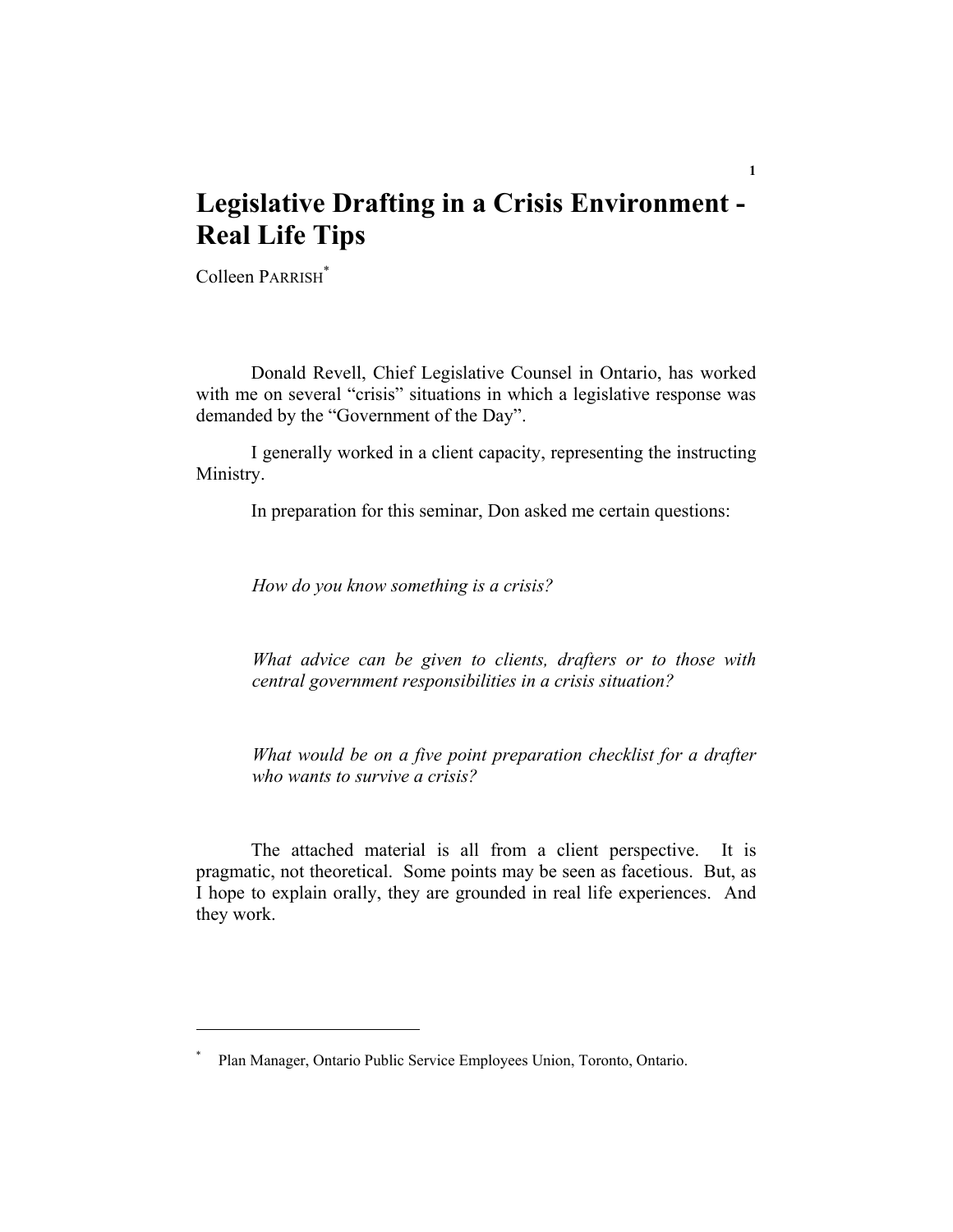# Legislative Drafting in a Crisis Environment - Real Life Tips

Colleen PARRISH[*]

Donald Revell, Chief Legislative Counsel in Ontario, has worked with me on several "crisis" situations in which a legislative response was demanded by the "Government of the Day".

I generally worked in a client capacity, representing the instructing Ministry.

In preparation for this seminar, Don asked me certain questions:

*How do you know something is a crisis?*

*What advice can be given to clients, drafters or to those with central government responsibilities in a crisis situation?*

*What would be on a five point preparation checklist for a drafter who wants to survive a crisis?*

The attached material is all from a client perspective. It is pragmatic, not theoretical. Some points may be seen as facetious. But, as I hope to explain orally, they are grounded in real life experiences. And they work.

---

[*] Plan Manager, Ontario Public Service Employees Union, Toronto, Ontario.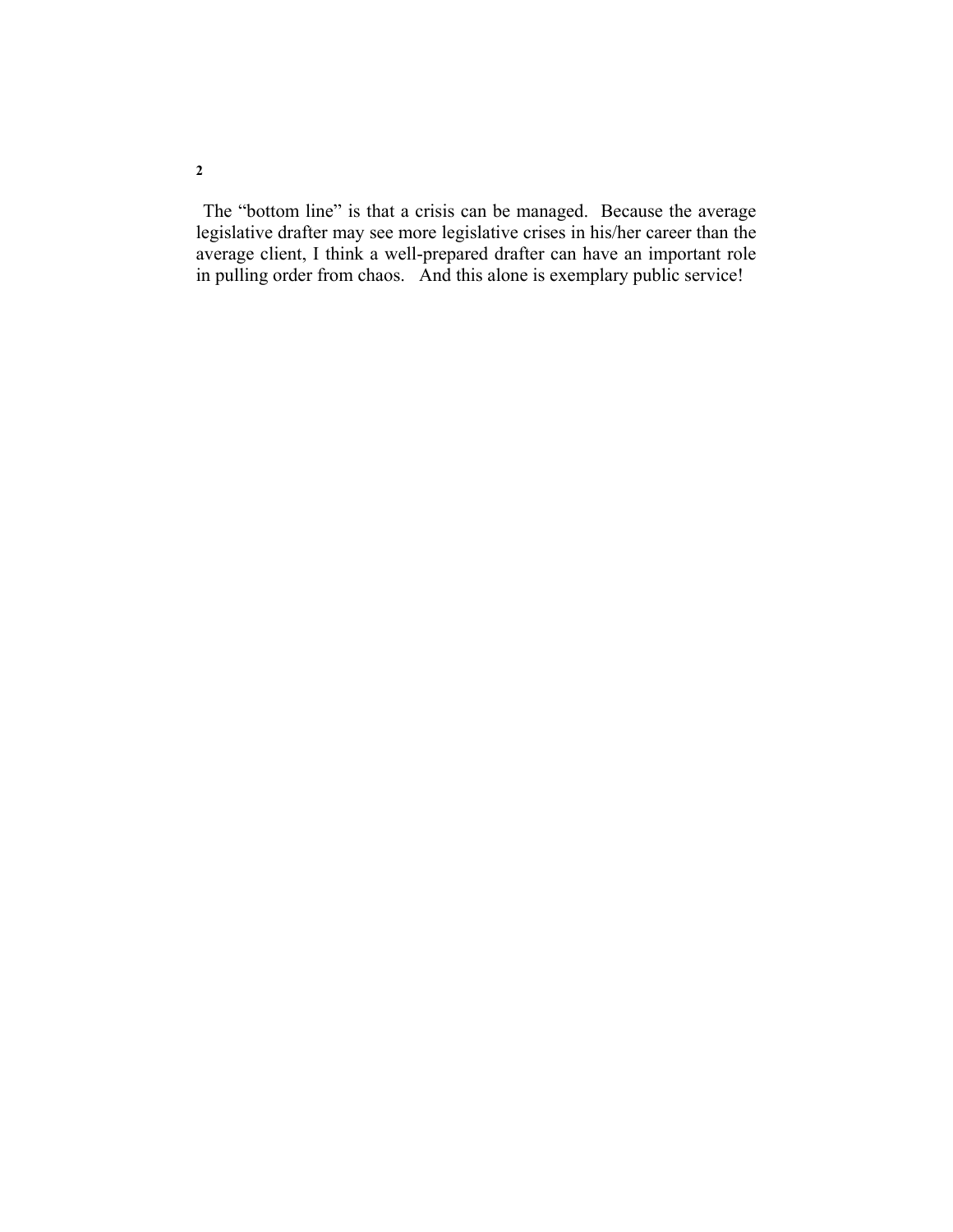The “bottom line” is that a crisis can be managed. Because the average legislative drafter may see more legislative crises in his/her career than the average client, I think a well-prepared drafter can have an important role in pulling order from chaos. And this alone is exemplary public service!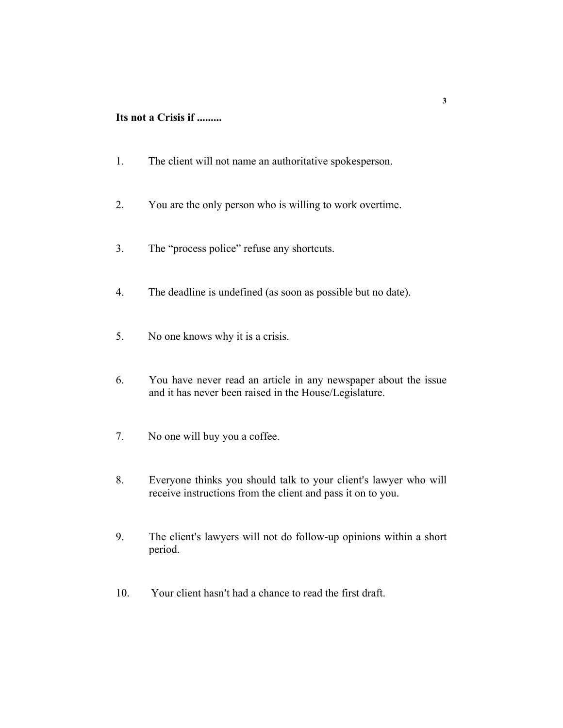**Its not a Crisis if .........**

1. The client will not name an authoritative spokesperson.

2. You are the only person who is willing to work overtime.

3. The “process police” refuse any shortcuts.

4. The deadline is undefined (as soon as possible but no date).

5. No one knows why it is a crisis.

6. You have never read an article in any newspaper about the issue and it has never been raised in the House/Legislature.

7. No one will buy you a coffee.

8. Everyone thinks you should talk to your client's lawyer who will receive instructions from the client and pass it on to you.

9. The client's lawyers will not do follow-up opinions within a short period.

10. Your client hasn't had a chance to read the first draft.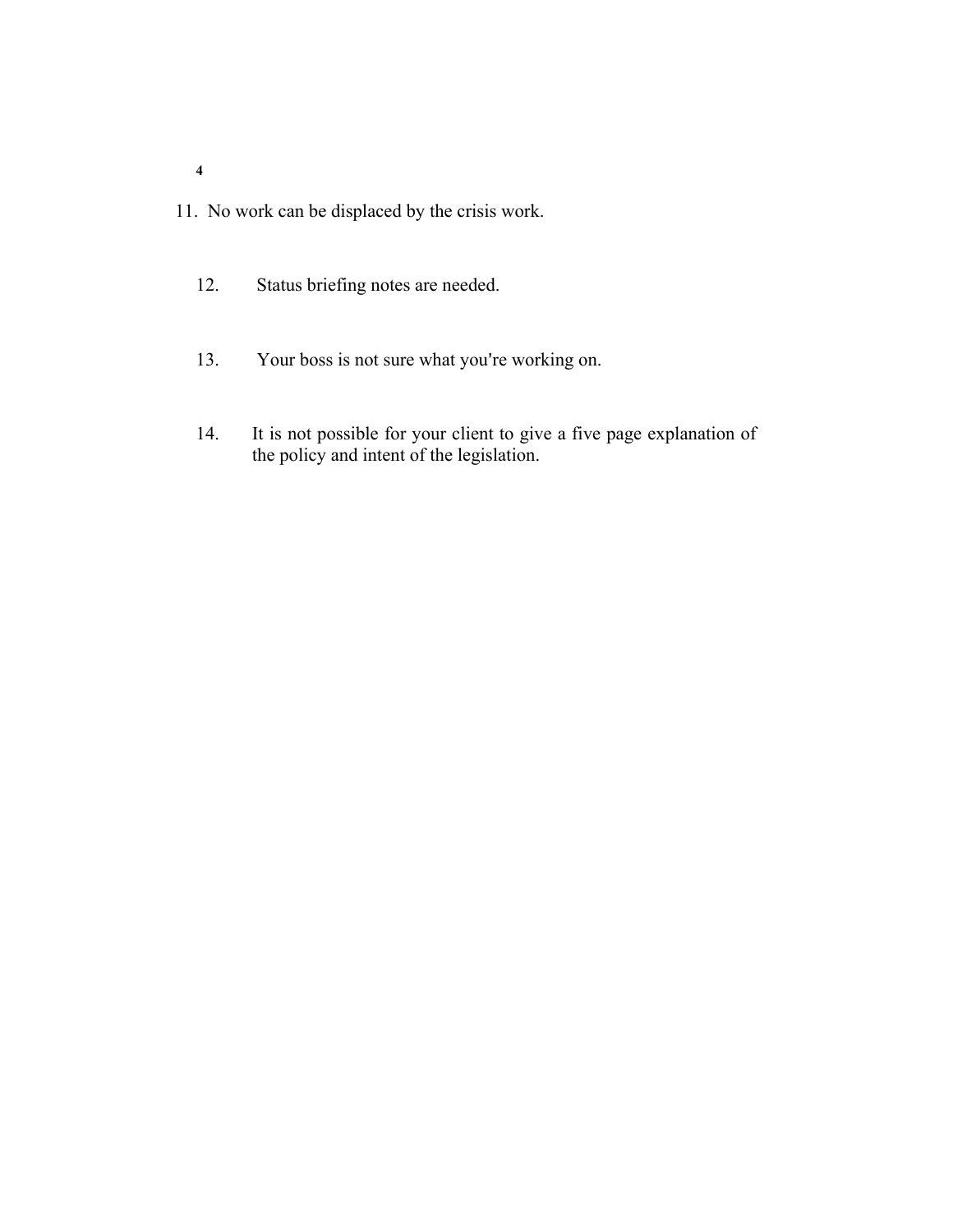11. No work can be displaced by the crisis work.

12. Status briefing notes are needed.

13. Your boss is not sure what you're working on.

14. It is not possible for your client to give a five page explanation of the policy and intent of the legislation.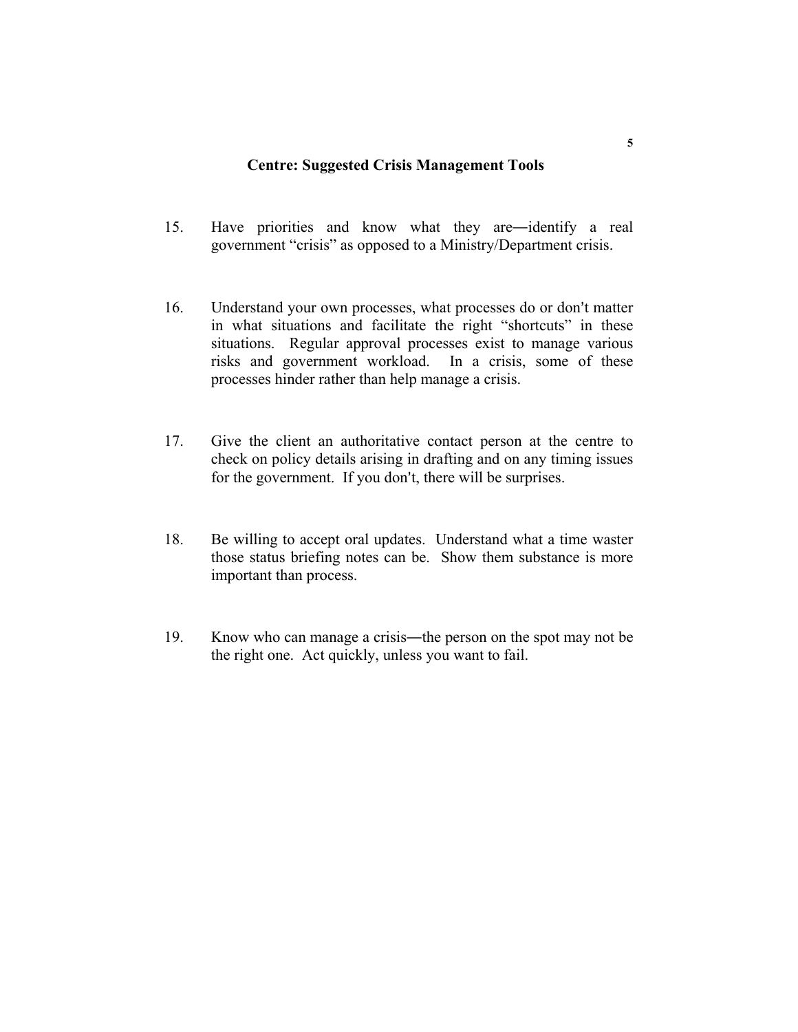## Centre: Suggested Crisis Management Tools

15. Have priorities and know what they are—identify a real government "crisis" as opposed to a Ministry/Department crisis.

16. Understand your own processes, what processes do or don't matter in what situations and facilitate the right "shortcuts" in these situations. Regular approval processes exist to manage various risks and government workload. In a crisis, some of these processes hinder rather than help manage a crisis.

17. Give the client an authoritative contact person at the centre to check on policy details arising in drafting and on any timing issues for the government. If you don't, there will be surprises.

18. Be willing to accept oral updates. Understand what a time waster those status briefing notes can be. Show them substance is more important than process.

19. Know who can manage a crisis—the person on the spot may not be the right one. Act quickly, unless you want to fail.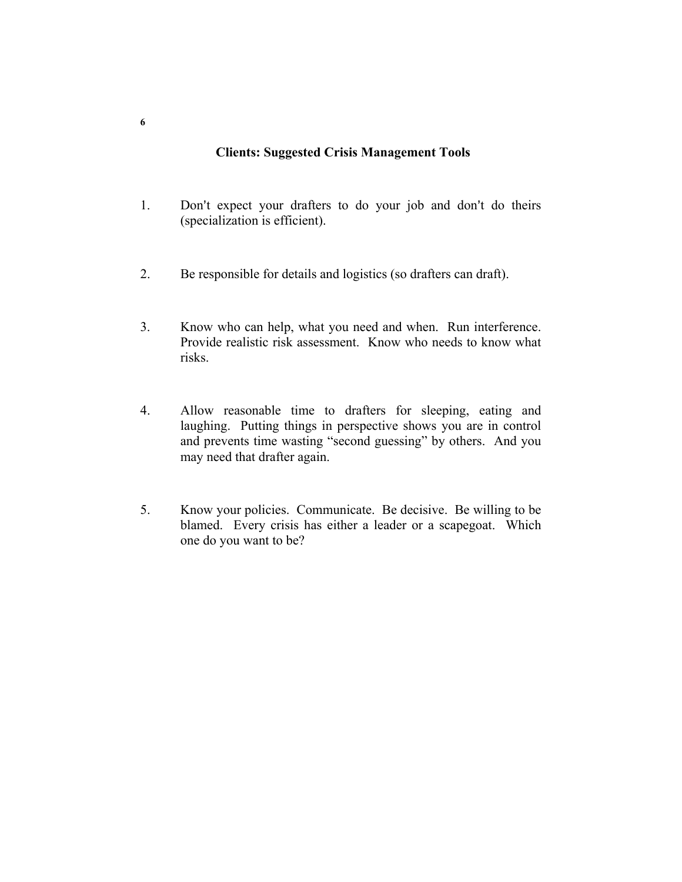## Clients: Suggested Crisis Management Tools

1. Don't expect your drafters to do your job and don't do theirs (specialization is efficient).

2. Be responsible for details and logistics (so drafters can draft).

3. Know who can help, what you need and when. Run interference. Provide realistic risk assessment. Know who needs to know what risks.

4. Allow reasonable time to drafters for sleeping, eating and laughing. Putting things in perspective shows you are in control and prevents time wasting "second guessing" by others. And you may need that drafter again.

5. Know your policies. Communicate. Be decisive. Be willing to be blamed. Every crisis has either a leader or a scapegoat. Which one do you want to be?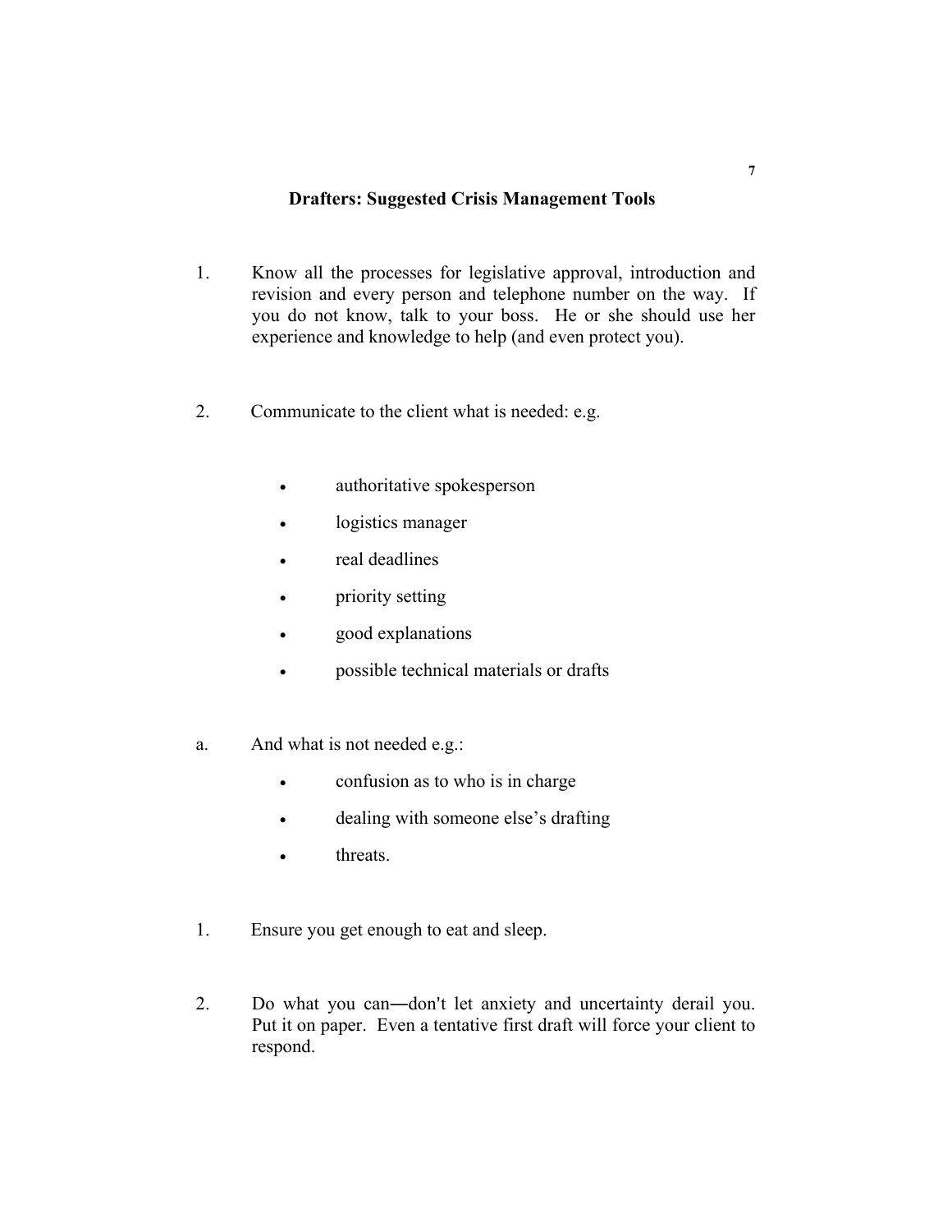## Drafters: Suggested Crisis Management Tools

1. Know all the processes for legislative approval, introduction and revision and every person and telephone number on the way. If you do not know, talk to your boss. He or she should use her experience and knowledge to help (and even protect you).

2. Communicate to the client what is needed: e.g.

   - authoritative spokesperson
   - logistics manager
   - real deadlines
   - priority setting
   - good explanations
   - possible technical materials or drafts

a. And what is not needed e.g.:

   - confusion as to who is in charge
   - dealing with someone else's drafting
   - threats.

1. Ensure you get enough to eat and sleep.

2. Do what you can―don't let anxiety and uncertainty derail you. Put it on paper. Even a tentative first draft will force your client to respond.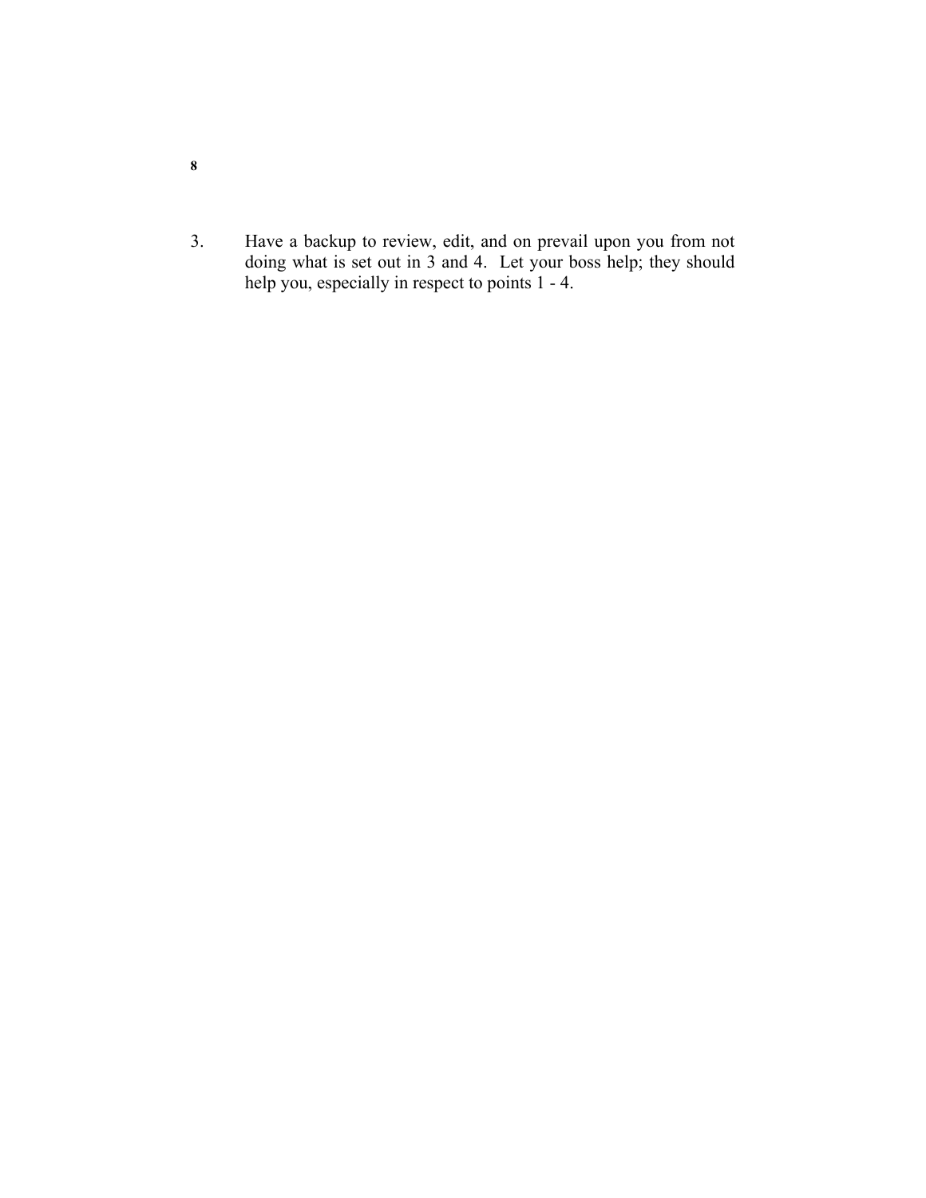3. Have a backup to review, edit, and on prevail upon you from not doing what is set out in 3 and 4. Let your boss help; they should help you, especially in respect to points 1 - 4.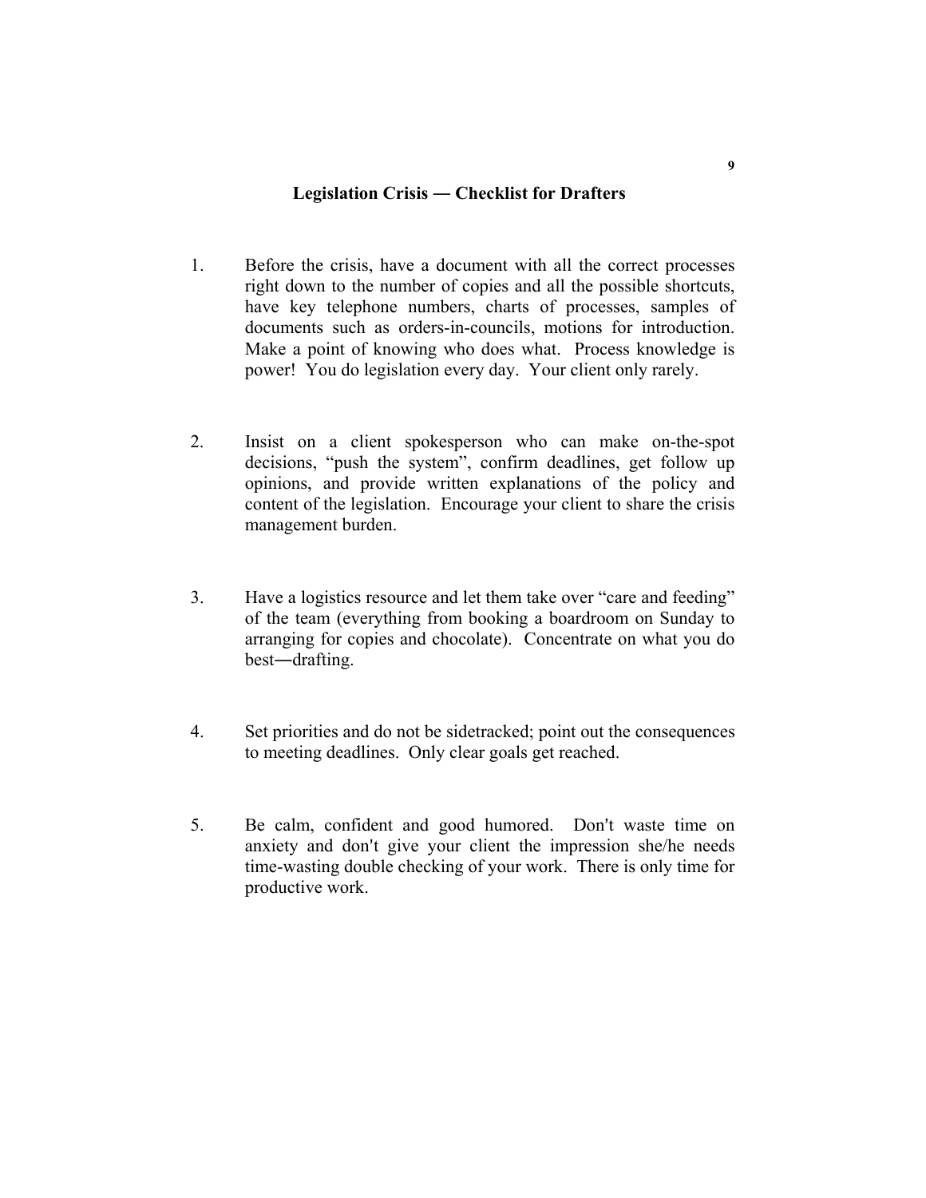## Legislation Crisis — Checklist for Drafters

1. Before the crisis, have a document with all the correct processes right down to the number of copies and all the possible shortcuts, have key telephone numbers, charts of processes, samples of documents such as orders-in-councils, motions for introduction. Make a point of knowing who does what. Process knowledge is power! You do legislation every day. Your client only rarely.

2. Insist on a client spokesperson who can make on-the-spot decisions, "push the system", confirm deadlines, get follow up opinions, and provide written explanations of the policy and content of the legislation. Encourage your client to share the crisis management burden.

3. Have a logistics resource and let them take over "care and feeding" of the team (everything from booking a boardroom on Sunday to arranging for copies and chocolate). Concentrate on what you do best―drafting.

4. Set priorities and do not be sidetracked; point out the consequences to meeting deadlines. Only clear goals get reached.

5. Be calm, confident and good humored. Don't waste time on anxiety and don't give your client the impression she/he needs time-wasting double checking of your work. There is only time for productive work.